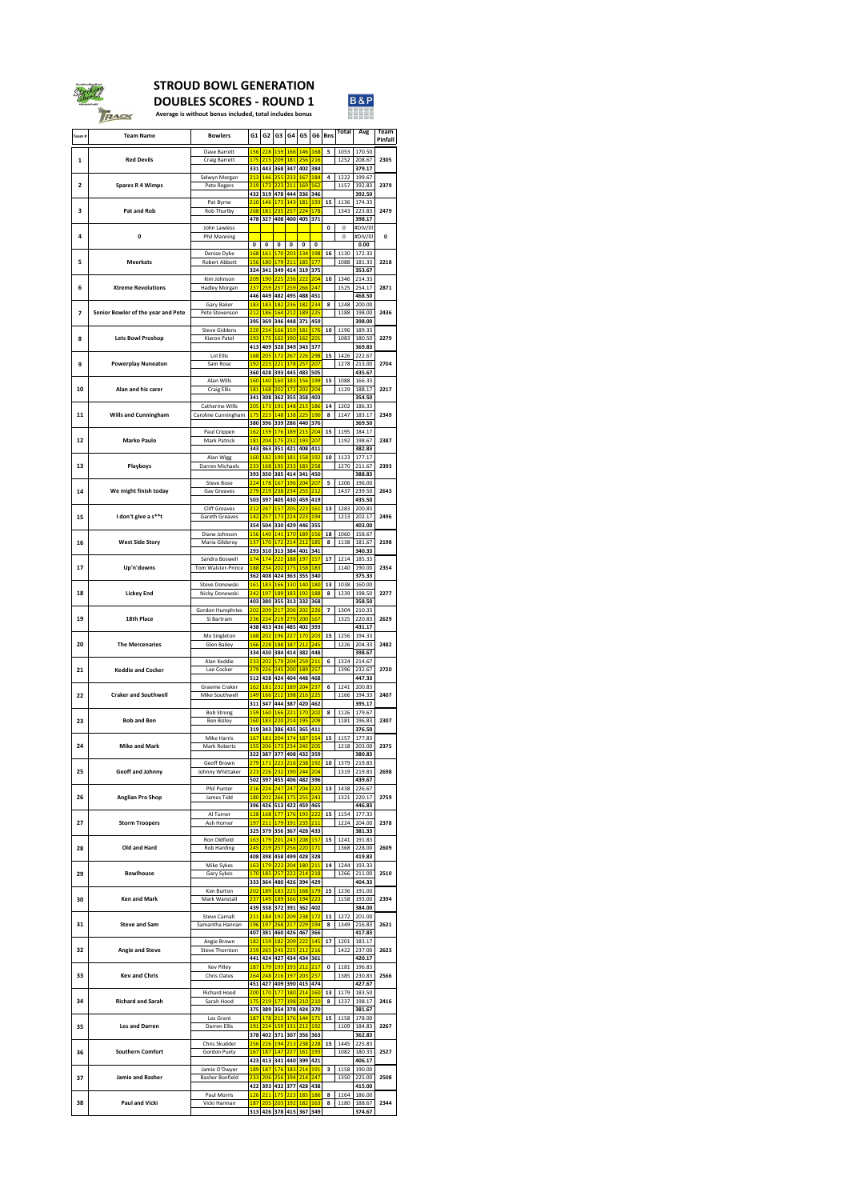# STROUD BOWL GENERATION

## DOUBLES SCORES - ROUND 1

**Average is without bonus included, total includes bonus**

| Team # | Team Name | Bowlers | G1 | G2 | G3 | G4 | G5 | G6 | Bns | Total | Avg | Team Pinfall |
|---|---|---|---|---|---|---|---|---|---|---|---|---|
| 1 | Red Devils | Dave Barrett | 156 | 228 | 159 | 166 | 146 | 168 | 5 | 1053 | 170.50 | 2305 |
| | | Craig Barrett | 175 | 215 | 209 | 181 | 256 | 216 | | 1252 | 208.67 | |
| | | | 331 | 443 | 368 | 347 | 402 | 384 | | | 379.17 | |
| 2 | Spares R 4 Wimps | Selwyn Morgan | 213 | 146 | 255 | 233 | 167 | 184 | 4 | 1222 | 199.67 | 2379 |
| | | Pete Rogers | 219 | 173 | 223 | 211 | 169 | 162 | | 1157 | 192.83 | |
| | | | 432 | 319 | 478 | 444 | 336 | 346 | | | 392.50 | |
| 3 | Pat and Rob | Pat Byrne | 210 | 146 | 173 | 143 | 181 | 193 | 15 | 1136 | 174.33 | 2479 |
| | | Rob Thurlby | 268 | 181 | 235 | 257 | 224 | 178 | | 1343 | 223.83 | |
| | | | 478 | 327 | 408 | 400 | 405 | 371 | | | 398.17 | |
| 4 | 0 | John Lawless | | | | | | | 0 | 0 | #DIV/0! | 0 |
| | | Phil Manning | | | | | | | | 0 | #DIV/0! | |
| | | | 0 | 0 | 0 | 0 | 0 | 0 | | | 0.00 | |
| 5 | Meerkats | Denise Dyke | 168 | 161 | 170 | 203 | 134 | 198 | 16 | 1130 | 172.33 | 2218 |
| | | Robert Abbott | 156 | 180 | 179 | 211 | 185 | 177 | | 1088 | 181.33 | |
| | | | 324 | 341 | 349 | 414 | 319 | 375 | | | 353.67 | |
| 6 | Xtreme Revolutions | Kim Johnson | 209 | 190 | 225 | 236 | 222 | 204 | 10 | 1346 | 214.33 | 2871 |
| | | Hadley Morgan | 237 | 259 | 257 | 259 | 266 | 247 | | 1525 | 254.17 | |
| | | | 446 | 449 | 482 | 495 | 488 | 451 | | | 468.50 | |
| 7 | Senior Bowler of the year and Pete | Gary Baker | 183 | 183 | 182 | 236 | 182 | 234 | 8 | 1248 | 200.00 | 2436 |
| | | Pete Stevenson | 212 | 186 | 164 | 212 | 189 | 225 | | 1188 | 198.00 | |
| | | | 395 | 369 | 346 | 448 | 371 | 459 | | | 398.00 | |
| 8 | Lets Bowl Proshop | Steve Giddens | 220 | 234 | 166 | 159 | 181 | 176 | 10 | 1196 | 189.33 | 2279 |
| | | Kieron Patel | 193 | 175 | 162 | 190 | 162 | 201 | | 1083 | 180.50 | |
| | | | 413 | 409 | 328 | 349 | 343 | 377 | | | 369.83 | |
| 9 | Powerplay Nuneaton | Lol Ellis | 168 | 205 | 172 | 267 | 226 | 298 | 15 | 1426 | 222.67 | 2704 |
| | | Sam Rose | 192 | 223 | 221 | 178 | 257 | 207 | | 1278 | 213.00 | |
| | | | 360 | 428 | 393 | 445 | 483 | 505 | | | 435.67 | |
| 10 | Alan and his carer | Alan Wills | 160 | 140 | 160 | 183 | 156 | 199 | 15 | 1088 | 166.33 | 2217 |
| | | Craig Ellis | 181 | 168 | 202 | 172 | 202 | 204 | | 1129 | 188.17 | |
| | | | 341 | 308 | 362 | 355 | 358 | 403 | | | 354.50 | |
| 11 | Wills and Cunningham | Catherine Wills | 205 | 173 | 191 | 148 | 215 | 186 | 14 | 1202 | 186.33 | 2349 |
| | | Caroline Cunningham | 175 | 223 | 148 | 138 | 225 | 190 | 8 | 1147 | 183.17 | |
| | | | 380 | 396 | 339 | 286 | 440 | 376 | | | 369.50 | |
| 12 | Marko Paulo | Paul Crippen | 162 | 159 | 176 | 189 | 215 | 204 | 15 | 1195 | 184.17 | 2387 |
| | | Mark Patrick | 181 | 204 | 175 | 232 | 193 | 207 | | 1192 | 198.67 | |
| | | | 343 | 363 | 351 | 421 | 408 | 411 | | | 382.83 | |
| 13 | Playboys | Alan Wigg | 160 | 182 | 190 | 181 | 158 | 192 | 10 | 1123 | 177.17 | 2393 |
| | | Darren Michaels | 233 | 168 | 195 | 233 | 183 | 258 | | 1270 | 211.67 | |
| | | | 393 | 350 | 385 | 414 | 341 | 450 | | | 388.83 | |
| 14 | We might finish today | Steve Bose | 224 | 178 | 167 | 196 | 204 | 207 | 5 | 1206 | 196.00 | 2643 |
| | | Gav Greaves | 279 | 219 | 238 | 234 | 255 | 212 | | 1437 | 239.50 | |
| | | | 503 | 397 | 405 | 430 | 459 | 419 | | | 435.50 | |
| 15 | I don't give a s**t | Cliff Greaves | 212 | 247 | 157 | 205 | 223 | 161 | 13 | 1283 | 200.83 | 2496 |
| | | Gareth Greaves | 142 | 257 | 173 | 224 | 223 | 194 | | 1213 | 202.17 | |
| | | | 354 | 504 | 330 | 429 | 446 | 355 | | | 403.00 | |
| 16 | West Side Story | Diane Johnson | 156 | 140 | 141 | 170 | 189 | 156 | 18 | 1060 | 158.67 | 2198 |
| | | Maria Gilderoy | 137 | 170 | 172 | 214 | 212 | 185 | 8 | 1138 | 181.67 | |
| | | | 293 | 310 | 313 | 384 | 401 | 341 | | | 340.33 | |
| 17 | Up'n'downs | Sandra Boswell | 174 | 174 | 222 | 188 | 197 | 157 | 17 | 1214 | 185.33 | 2354 |
| | | Tom Walster-Prince | 188 | 234 | 202 | 175 | 158 | 183 | | 1140 | 190.00 | |
| | | | 362 | 408 | 424 | 363 | 355 | 340 | | | 375.33 | |
| 18 | Lickey End | Steve Donowski | 161 | 183 | 166 | 130 | 140 | 180 | 13 | 1038 | 160.00 | 2277 |
| | | Nicky Donowski | 242 | 197 | 189 | 183 | 192 | 188 | 8 | 1239 | 198.50 | |
| | | | 403 | 380 | 355 | 313 | 332 | 368 | | | 358.50 | |
| 19 | 18th Place | Gordon Humphries | 202 | 209 | 217 | 206 | 202 | 226 | 7 | 1304 | 210.33 | 2629 |
| | | Si Bartram | 236 | 224 | 219 | 279 | 200 | 167 | | 1325 | 220.83 | |
| | | | 438 | 433 | 436 | 485 | 402 | 393 | | | 431.17 | |
| 20 | The Mercenaries | Mo Singleton | 168 | 202 | 196 | 227 | 170 | 203 | 15 | 1256 | 194.33 | 2482 |
| | | Glen Bailey | 166 | 228 | 188 | 187 | 212 | 245 | | 1226 | 204.33 | |
| | | | 334 | 430 | 384 | 414 | 382 | 448 | | | 398.67 | |
| 21 | Keddie and Cocker | Alan Keddie | 233 | 202 | 179 | 204 | 259 | 211 | 6 | 1324 | 214.67 | 2720 |
| | | Lee Cocker | 279 | 226 | 245 | 200 | 189 | 257 | | 1396 | 232.67 | |
| | | | 512 | 428 | 424 | 404 | 448 | 468 | | | 447.33 | |
| 22 | Craker and Southwell | Graeme Craker | 162 | 181 | 232 | 189 | 204 | 237 | 6 | 1241 | 200.83 | 2407 |
| | | Mike Southwell | 149 | 166 | 212 | 198 | 216 | 225 | | 1166 | 194.33 | |
| | | | 311 | 347 | 444 | 387 | 420 | 462 | | | 395.17 | |
| 23 | Bob and Ben | Bob Strong | 159 | 160 | 166 | 221 | 170 | 202 | 8 | 1126 | 179.67 | 2307 |
| | | Ben Bizley | 160 | 183 | 220 | 214 | 195 | 209 | | 1181 | 196.83 | |
| | | | 319 | 343 | 386 | 435 | 365 | 411 | | | 376.50 | |
| 24 | Mike and Mark | Mike Harris | 167 | 181 | 204 | 174 | 187 | 154 | 15 | 1157 | 177.83 | 2375 |
| | | Mark Roberts | 155 | 206 | 173 | 234 | 245 | 205 | | 1218 | 203.00 | |
| | | | 322 | 387 | 377 | 408 | 432 | 359 | | | 380.83 | |
| 25 | Geoff and Johnny | Geoff Brown | 279 | 171 | 223 | 216 | 238 | 192 | 10 | 1379 | 219.83 | 2698 |
| | | Johnny Whittaker | 223 | 226 | 232 | 190 | 244 | 204 | | 1319 | 219.83 | |
| | | | 502 | 397 | 455 | 406 | 482 | 396 | | | 439.67 | |
| 26 | Anglian Pro Shop | Phil Punter | 216 | 224 | 247 | 247 | 204 | 222 | 13 | 1438 | 226.67 | 2759 |
| | | James Tidd | 180 | 202 | 266 | 175 | 255 | 243 | | 1321 | 220.17 | |
| | | | 396 | 426 | 513 | 422 | 459 | 465 | | | 446.83 | |
| 27 | Storm Troopers | Al Turner | 128 | 168 | 177 | 176 | 193 | 222 | 15 | 1154 | 177.33 | 2378 |
| | | Ash Horner | 197 | 211 | 179 | 191 | 235 | 211 | | 1224 | 204.00 | |
| | | | 325 | 379 | 356 | 367 | 428 | 433 | | | 381.33 | |
| 28 | Old and Hard | Ron Oldfield | 163 | 179 | 201 | 243 | 208 | 157 | 15 | 1241 | 191.83 | 2609 |
| | | Rob Harding | 245 | 219 | 257 | 256 | 220 | 171 | | 1368 | 228.00 | |
| | | | 408 | 398 | 458 | 499 | 428 | 328 | | | 419.83 | |
| 29 | Bowlhouse | Mike Sykes | 163 | 179 | 223 | 204 | 180 | 211 | 14 | 1244 | 193.33 | 2510 |
| | | Gary Sykes | 170 | 185 | 257 | 222 | 214 | 218 | | 1266 | 211.00 | |
| | | | 333 | 364 | 480 | 426 | 394 | 429 | | | 404.33 | |
| 30 | Ken and Mark | Ken Burton | 202 | 189 | 183 | 225 | 168 | 179 | 15 | 1236 | 191.00 | 2394 |
| | | Mark Wanstall | 237 | 149 | 189 | 166 | 194 | 223 | | 1158 | 193.00 | |
| | | | 439 | 338 | 372 | 391 | 362 | 402 | | | 384.00 | |
| 31 | Steve and Sam | Steve Carnall | 211 | 184 | 192 | 209 | 238 | 172 | 11 | 1272 | 201.00 | 2621 |
| | | Samantha Hannan | 196 | 197 | 268 | 217 | 229 | 194 | 8 | 1349 | 216.83 | |
| | | | 407 | 381 | 460 | 426 | 467 | 366 | | | 417.83 | |
| 32 | Angie and Steve | Angie Brown | 182 | 159 | 182 | 209 | 222 | 145 | 17 | 1201 | 183.17 | 2623 |
| | | Steve Thornton | 259 | 265 | 245 | 225 | 212 | 216 | | 1422 | 237.00 | |
| | | | 441 | 424 | 427 | 434 | 434 | 361 | | | 420.17 | |
| 33 | Kev and Chris | Kev Pilley | 187 | 179 | 193 | 193 | 212 | 217 | 0 | 1181 | 196.83 | 2566 |
| | | Chris Oates | 264 | 248 | 216 | 197 | 203 | 257 | | 1385 | 230.83 | |
| | | | 451 | 427 | 409 | 390 | 415 | 474 | | | 427.67 | |
| 34 | Richard and Sarah | Richard Hood | 200 | 170 | 177 | 180 | 214 | 160 | 13 | 1179 | 183.50 | 2416 |
| | | Sarah Hood | 175 | 219 | 177 | 198 | 210 | 210 | 8 | 1237 | 198.17 | |
| | | | 375 | 389 | 354 | 378 | 424 | 370 | | | 381.67 | |
| 35 | Les and Darren | Les Grant | 187 | 178 | 212 | 176 | 144 | 171 | 15 | 1158 | 178.00 | 2267 |
| | | Darren Ellis | 191 | 224 | 159 | 131 | 212 | 192 | | 1109 | 184.83 | |
| | | | 378 | 402 | 371 | 307 | 356 | 363 | | | 362.83 | |
| 36 | Southern Comfort | Chris Skudder | 256 | 226 | 194 | 213 | 238 | 228 | 15 | 1445 | 225.83 | 2527 |
| | | Gordon Puxty | 167 | 187 | 147 | 227 | 161 | 193 | | 1082 | 180.33 | |
| | | | 423 | 413 | 341 | 440 | 399 | 421 | | | 406.17 | |
| 37 | Jamie and Basher | Jamie O'Dwyer | 189 | 187 | 176 | 183 | 214 | 191 | 3 | 1158 | 190.00 | 2508 |
| | | Basher Bonfield | 233 | 206 | 256 | 194 | 214 | 247 | | 1350 | 225.00 | |
| | | | 422 | 393 | 432 | 377 | 428 | 438 | | | 415.00 | |
| 38 | Paul and Vicki | Paul Morris | 126 | 221 | 175 | 223 | 185 | 186 | 8 | 1164 | 186.00 | 2344 |
| | | Vicki Harman | 187 | 205 | 203 | 192 | 182 | 163 | 8 | 1180 | 188.67 | |
| | | | 313 | 426 | 378 | 415 | 367 | 349 | | | 374.67 | |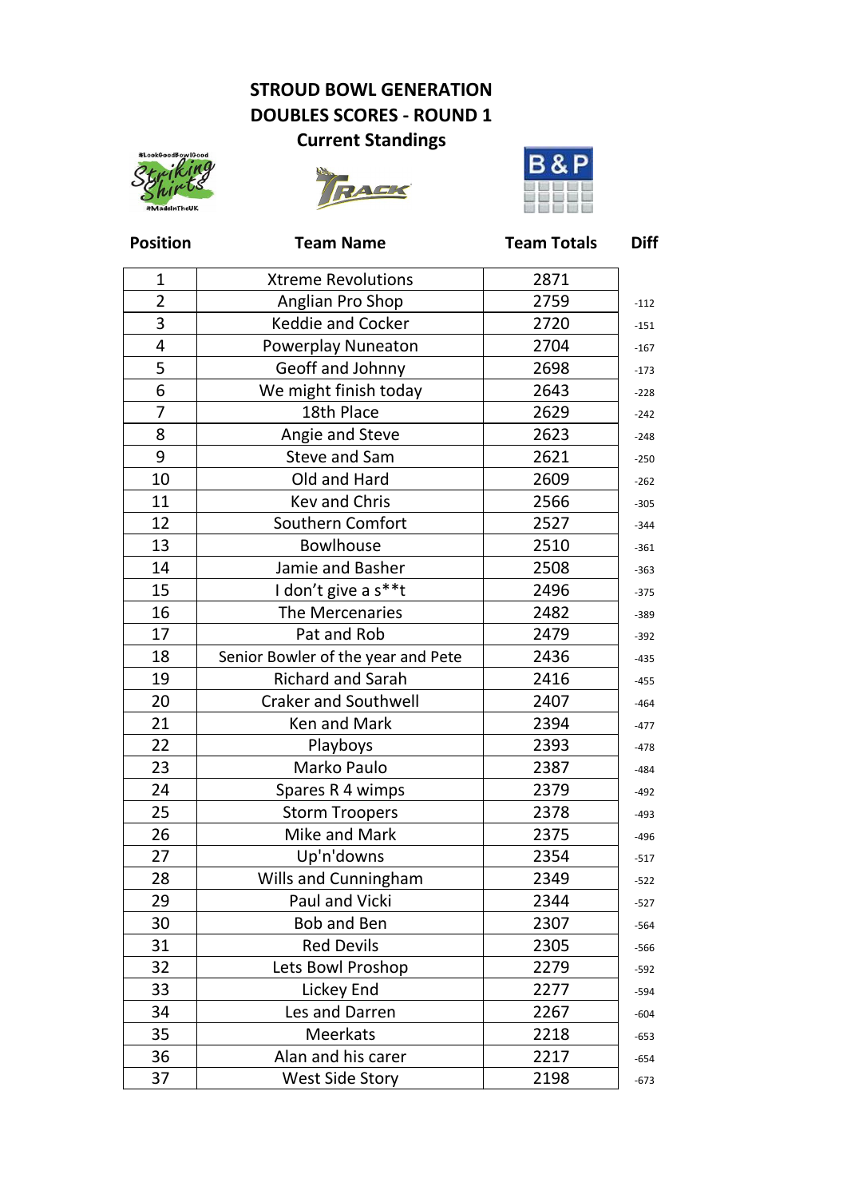# STROUD BOWL GENERATION
## DOUBLES SCORES - ROUND 1
### Current Standings

| Position | Team Name | Team Totals | Diff |
|---|---|---|---|
| 1 | Xtreme Revolutions | 2871 | |
| 2 | Anglian Pro Shop | 2759 | -112 |
| 3 | Keddie and Cocker | 2720 | -151 |
| 4 | Powerplay Nuneaton | 2704 | -167 |
| 5 | Geoff and Johnny | 2698 | -173 |
| 6 | We might finish today | 2643 | -228 |
| 7 | 18th Place | 2629 | -242 |
| 8 | Angie and Steve | 2623 | -248 |
| 9 | Steve and Sam | 2621 | -250 |
| 10 | Old and Hard | 2609 | -262 |
| 11 | Kev and Chris | 2566 | -305 |
| 12 | Southern Comfort | 2527 | -344 |
| 13 | Bowlhouse | 2510 | -361 |
| 14 | Jamie and Basher | 2508 | -363 |
| 15 | I don't give a s**t | 2496 | -375 |
| 16 | The Mercenaries | 2482 | -389 |
| 17 | Pat and Rob | 2479 | -392 |
| 18 | Senior Bowler of the year and Pete | 2436 | -435 |
| 19 | Richard and Sarah | 2416 | -455 |
| 20 | Craker and Southwell | 2407 | -464 |
| 21 | Ken and Mark | 2394 | -477 |
| 22 | Playboys | 2393 | -478 |
| 23 | Marko Paulo | 2387 | -484 |
| 24 | Spares R 4 wimps | 2379 | -492 |
| 25 | Storm Troopers | 2378 | -493 |
| 26 | Mike and Mark | 2375 | -496 |
| 27 | Up'n'downs | 2354 | -517 |
| 28 | Wills and Cunningham | 2349 | -522 |
| 29 | Paul and Vicki | 2344 | -527 |
| 30 | Bob and Ben | 2307 | -564 |
| 31 | Red Devils | 2305 | -566 |
| 32 | Lets Bowl Proshop | 2279 | -592 |
| 33 | Lickey End | 2277 | -594 |
| 34 | Les and Darren | 2267 | -604 |
| 35 | Meerkats | 2218 | -653 |
| 36 | Alan and his carer | 2217 | -654 |
| 37 | West Side Story | 2198 | -673 |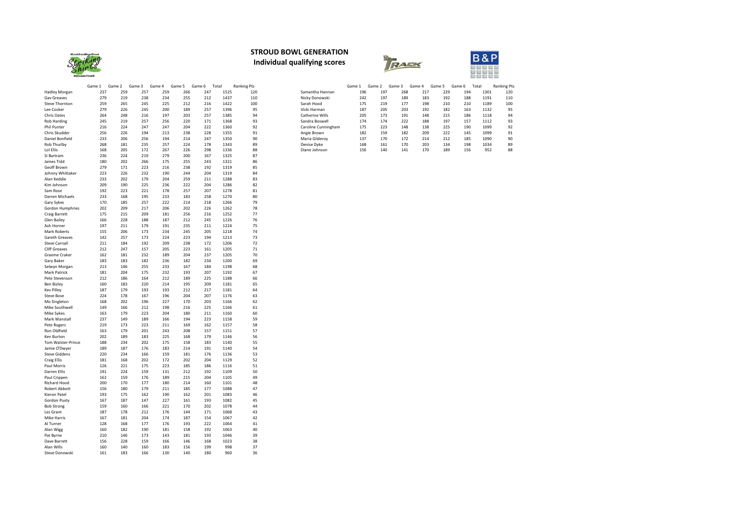# STROUD BOWL GENERATION

## Individual qualifying scores

| | Game 1 | Game 2 | Game 3 | Game 4 | Game 5 | Game 6 | Total | Ranking Pts |
|---|---|---|---|---|---|---|---|---|
| Hadley Morgan | 237 | 259 | 257 | 259 | 266 | 247 | 1525 | 120 |
| Gav Greaves | 279 | 219 | 238 | 234 | 255 | 212 | 1437 | 110 |
| Steve Thornton | 259 | 265 | 245 | 225 | 212 | 216 | 1422 | 100 |
| Lee Cocker | 279 | 226 | 245 | 200 | 189 | 257 | 1396 | 95 |
| Chris Oates | 264 | 248 | 216 | 197 | 203 | 257 | 1385 | 94 |
| Rob Harding | 245 | 219 | 257 | 256 | 220 | 171 | 1368 | 93 |
| Phil Punter | 216 | 224 | 247 | 247 | 204 | 222 | 1360 | 92 |
| Chris Skudder | 256 | 226 | 194 | 213 | 238 | 228 | 1355 | 91 |
| Daniel Bonfield | 233 | 206 | 256 | 194 | 214 | 247 | 1350 | 90 |
| Rob Thurlby | 268 | 181 | 235 | 257 | 224 | 178 | 1343 | 89 |
| Lol Ellis | 168 | 205 | 172 | 267 | 226 | 298 | 1336 | 88 |
| Si Bartram | 236 | 224 | 219 | 279 | 200 | 167 | 1325 | 87 |
| James Tidd | 180 | 202 | 266 | 175 | 255 | 243 | 1321 | 86 |
| Geoff Brown | 279 | 171 | 223 | 216 | 238 | 192 | 1319 | 85 |
| Johnny Whittaker | 223 | 226 | 232 | 190 | 244 | 204 | 1319 | 84 |
| Alan Keddie | 233 | 202 | 179 | 204 | 259 | 211 | 1288 | 83 |
| Kim Johnson | 209 | 190 | 225 | 236 | 222 | 204 | 1286 | 82 |
| Sam Rose | 192 | 223 | 221 | 178 | 257 | 207 | 1278 | 81 |
| Darren Michaels | 233 | 168 | 195 | 233 | 183 | 258 | 1270 | 80 |
| Gary Sykes | 170 | 185 | 257 | 222 | 214 | 218 | 1266 | 79 |
| Gordon Humphries | 202 | 209 | 217 | 206 | 202 | 226 | 1262 | 78 |
| Craig Barrett | 175 | 215 | 209 | 181 | 256 | 216 | 1252 | 77 |
| Glen Bailey | 166 | 228 | 188 | 187 | 212 | 245 | 1226 | 76 |
| Ash Horner | 197 | 211 | 179 | 191 | 235 | 211 | 1224 | 75 |
| Mark Roberts | 155 | 206 | 173 | 234 | 245 | 205 | 1218 | 74 |
| Gareth Greaves | 142 | 257 | 173 | 224 | 223 | 194 | 1213 | 73 |
| Steve Carnall | 211 | 184 | 192 | 209 | 238 | 172 | 1206 | 72 |
| Cliff Greaves | 212 | 247 | 157 | 205 | 223 | 161 | 1205 | 71 |
| Graeme Craker | 162 | 181 | 232 | 189 | 204 | 237 | 1205 | 70 |
| Gary Baker | 183 | 183 | 182 | 236 | 182 | 234 | 1200 | 69 |
| Selwyn Morgan | 213 | 146 | 255 | 233 | 167 | 184 | 1198 | 68 |
| Mark Patrick | 181 | 204 | 175 | 232 | 193 | 207 | 1192 | 67 |
| Pete Stevenson | 212 | 186 | 164 | 212 | 189 | 225 | 1188 | 66 |
| Ben Bizley | 160 | 183 | 220 | 214 | 195 | 209 | 1181 | 65 |
| Kev Pilley | 187 | 179 | 193 | 193 | 212 | 217 | 1181 | 64 |
| Steve Bose | 224 | 178 | 167 | 196 | 204 | 207 | 1176 | 63 |
| Mo Singleton | 168 | 202 | 196 | 227 | 170 | 203 | 1166 | 62 |
| Mike Southwell | 149 | 166 | 212 | 198 | 216 | 225 | 1166 | 61 |
| Mike Sykes | 163 | 179 | 223 | 204 | 180 | 211 | 1160 | 60 |
| Mark Wanstall | 237 | 149 | 189 | 166 | 194 | 223 | 1158 | 59 |
| Pete Rogers | 219 | 173 | 223 | 211 | 169 | 162 | 1157 | 58 |
| Ron Oldfield | 163 | 179 | 201 | 243 | 208 | 157 | 1151 | 57 |
| Ken Burton | 202 | 189 | 183 | 225 | 168 | 179 | 1146 | 56 |
| Tom Walster-Prince | 188 | 234 | 202 | 175 | 158 | 183 | 1140 | 55 |
| Jamie O'Dwyer | 189 | 187 | 176 | 183 | 214 | 191 | 1140 | 54 |
| Steve Giddens | 220 | 234 | 166 | 159 | 181 | 176 | 1136 | 53 |
| Craig Ellis | 181 | 168 | 202 | 172 | 202 | 204 | 1129 | 52 |
| Paul Morris | 126 | 221 | 175 | 223 | 185 | 186 | 1116 | 51 |
| Darren Ellis | 191 | 224 | 159 | 131 | 212 | 192 | 1109 | 50 |
| Paul Crippen | 162 | 159 | 176 | 189 | 215 | 204 | 1105 | 49 |
| Richard Hood | 200 | 170 | 177 | 180 | 214 | 160 | 1101 | 48 |
| Robert Abbott | 156 | 180 | 179 | 211 | 185 | 177 | 1088 | 47 |
| Kieron Patel | 193 | 175 | 162 | 190 | 162 | 201 | 1083 | 46 |
| Gordon Puxty | 167 | 187 | 147 | 227 | 161 | 193 | 1082 | 45 |
| Bob Strong | 159 | 160 | 166 | 221 | 170 | 202 | 1078 | 44 |
| Les Grant | 187 | 178 | 212 | 176 | 144 | 171 | 1068 | 43 |
| Mike Harris | 167 | 181 | 204 | 174 | 187 | 154 | 1067 | 42 |
| Al Turner | 128 | 168 | 177 | 176 | 193 | 222 | 1064 | 41 |
| Alan Wigg | 160 | 182 | 190 | 181 | 158 | 192 | 1063 | 40 |
| Pat Byrne | 210 | 146 | 173 | 143 | 181 | 193 | 1046 | 39 |
| Dave Barrett | 156 | 228 | 159 | 166 | 146 | 168 | 1023 | 38 |
| Alan Wills | 160 | 140 | 160 | 183 | 156 | 199 | 998 | 37 |
| Steve Donowski | 161 | 183 | 166 | 130 | 140 | 180 | 960 | 36 |

| | Game 1 | Game 2 | Game 3 | Game 4 | Game 5 | Game 6 | Total | Ranking Pts |
|---|---|---|---|---|---|---|---|---|
| Samantha Hannan | 196 | 197 | 268 | 217 | 229 | 194 | 1301 | 120 |
| Nicky Donowski | 242 | 197 | 189 | 183 | 192 | 188 | 1191 | 110 |
| Sarah Hood | 175 | 219 | 177 | 198 | 210 | 210 | 1189 | 100 |
| Vicki Harman | 187 | 205 | 203 | 192 | 182 | 163 | 1132 | 95 |
| Catherine Wills | 205 | 173 | 191 | 148 | 215 | 186 | 1118 | 94 |
| Sandra Boswell | 174 | 174 | 222 | 188 | 197 | 157 | 1112 | 93 |
| Caroline Cunningham | 175 | 223 | 148 | 138 | 225 | 190 | 1099 | 92 |
| Angie Brown | 182 | 159 | 182 | 209 | 222 | 145 | 1099 | 91 |
| Maria Gilderoy | 137 | 170 | 172 | 214 | 212 | 185 | 1090 | 90 |
| Denise Dyke | 168 | 161 | 170 | 203 | 134 | 198 | 1034 | 89 |
| Diane Johnson | 156 | 140 | 141 | 170 | 189 | 156 | 952 | 88 |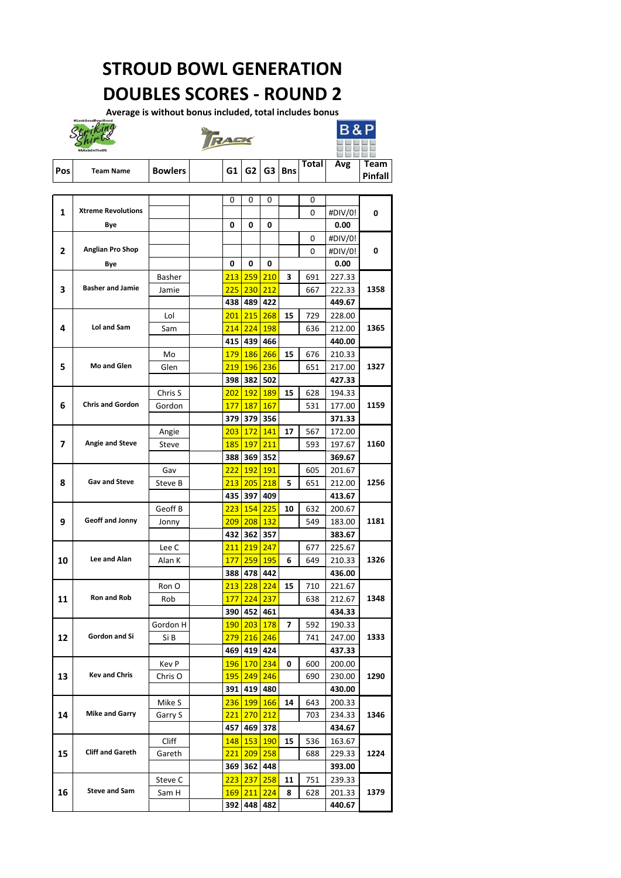# STROUD BOWL GENERATION

# DOUBLES SCORES - ROUND 2

**Average is without bonus included, total includes bonus**

| Pos | Team Name | Bowlers | | G1 | G2 | G3 | Bns | Total | Avg | Team Pinfall |
|---|---|---|---|---|---|---|---|---|---|---|
| 1 | Xtreme Revolutions | | | 0 | 0 | 0 | | 0 | | 0 |
| | | | | | | | | 0 | #DIV/0! | |
| | Bye | | | **0** | **0** | **0** | | | **0.00** | |
| 2 | Anglian Pro Shop | | | | | | | 0 | #DIV/0! | 0 |
| | | | | | | | | 0 | #DIV/0! | |
| | Bye | | | **0** | **0** | **0** | | | **0.00** | |
| 3 | Basher and Jamie | Basher | | 213 | 259 | 210 | 3 | 691 | 227.33 | 1358 |
| | | Jamie | | 225 | 230 | 212 | | 667 | 222.33 | |
| | | | | **438** | **489** | **422** | | | **449.67** | |
| 4 | Lol and Sam | Lol | | 201 | 215 | 268 | 15 | 729 | 228.00 | 1365 |
| | | Sam | | 214 | 224 | 198 | | 636 | 212.00 | |
| | | | | **415** | **439** | **466** | | | **440.00** | |
| 5 | Mo and Glen | Mo | | 179 | 186 | 266 | 15 | 676 | 210.33 | 1327 |
| | | Glen | | 219 | 196 | 236 | | 651 | 217.00 | |
| | | | | **398** | **382** | **502** | | | **427.33** | |
| 6 | Chris and Gordon | Chris S | | 202 | 192 | 189 | 15 | 628 | 194.33 | 1159 |
| | | Gordon | | 177 | 187 | 167 | | 531 | 177.00 | |
| | | | | **379** | **379** | **356** | | | **371.33** | |
| 7 | Angie and Steve | Angie | | 203 | 172 | 141 | 17 | 567 | 172.00 | 1160 |
| | | Steve | | 185 | 197 | 211 | | 593 | 197.67 | |
| | | | | **388** | **369** | **352** | | | **369.67** | |
| 8 | Gav and Steve | Gav | | 222 | 192 | 191 | | 605 | 201.67 | 1256 |
| | | Steve B | | 213 | 205 | 218 | 5 | 651 | 212.00 | |
| | | | | **435** | **397** | **409** | | | **413.67** | |
| 9 | Geoff and Jonny | Geoff B | | 223 | 154 | 225 | 10 | 632 | 200.67 | 1181 |
| | | Jonny | | 209 | 208 | 132 | | 549 | 183.00 | |
| | | | | **432** | **362** | **357** | | | **383.67** | |
| 10 | Lee and Alan | Lee C | | 211 | 219 | 247 | | 677 | 225.67 | 1326 |
| | | Alan K | | 177 | 259 | 195 | 6 | 649 | 210.33 | |
| | | | | **388** | **478** | **442** | | | **436.00** | |
| 11 | Ron and Rob | Ron O | | 213 | 228 | 224 | 15 | 710 | 221.67 | 1348 |
| | | Rob | | 177 | 224 | 237 | | 638 | 212.67 | |
| | | | | **390** | **452** | **461** | | | **434.33** | |
| 12 | Gordon and Si | Gordon H | | 190 | 203 | 178 | 7 | 592 | 190.33 | 1333 |
| | | Si B | | 279 | 216 | 246 | | 741 | 247.00 | |
| | | | | **469** | **419** | **424** | | | **437.33** | |
| 13 | Kev and Chris | Kev P | | 196 | 170 | 234 | 0 | 600 | 200.00 | 1290 |
| | | Chris O | | 195 | 249 | 246 | | 690 | 230.00 | |
| | | | | **391** | **419** | **480** | | | **430.00** | |
| 14 | Mike and Garry | Mike S | | 236 | 199 | 166 | 14 | 643 | 200.33 | 1346 |
| | | Garry S | | 221 | 270 | 212 | | 703 | 234.33 | |
| | | | | **457** | **469** | **378** | | | **434.67** | |
| 15 | Cliff and Gareth | Cliff | | 148 | 153 | 190 | 15 | 536 | 163.67 | 1224 |
| | | Gareth | | 221 | 209 | 258 | | 688 | 229.33 | |
| | | | | **369** | **362** | **448** | | | **393.00** | |
| 16 | Steve and Sam | Steve C | | 223 | 237 | 258 | 11 | 751 | 239.33 | 1379 |
| | | Sam H | | 169 | 211 | 224 | 8 | 628 | 201.33 | |
| | | | | **392** | **448** | **482** | | | **440.67** | |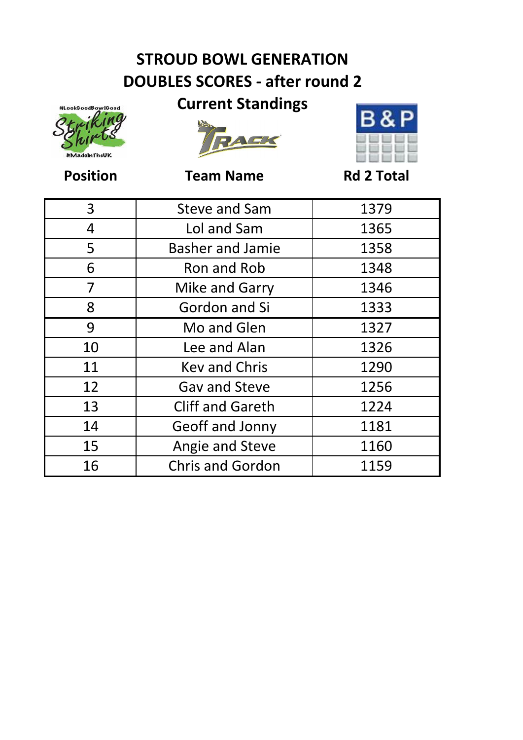# STROUD BOWL GENERATION

## DOUBLES SCORES - after round 2

### Current Standings

| Position | Team Name | Rd 2 Total |
|---|---|---|
| 3 | Steve and Sam | 1379 |
| 4 | Lol and Sam | 1365 |
| 5 | Basher and Jamie | 1358 |
| 6 | Ron and Rob | 1348 |
| 7 | Mike and Garry | 1346 |
| 8 | Gordon and Si | 1333 |
| 9 | Mo and Glen | 1327 |
| 10 | Lee and Alan | 1326 |
| 11 | Kev and Chris | 1290 |
| 12 | Gav and Steve | 1256 |
| 13 | Cliff and Gareth | 1224 |
| 14 | Geoff and Jonny | 1181 |
| 15 | Angie and Steve | 1160 |
| 16 | Chris and Gordon | 1159 |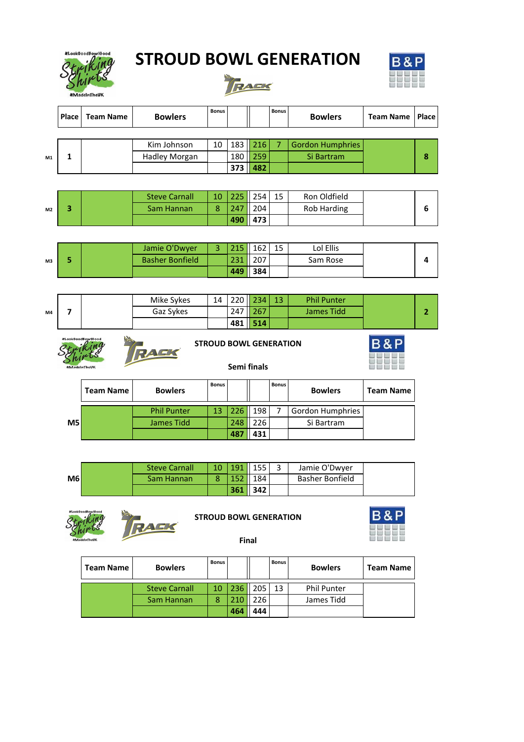# STROUD BOWL GENERATION

| | Place | Team Name | Bowlers | Bonus | | | Bonus | Bowlers | Team Name | Place |
|---|---|---|---|---|---|---|---|---|---|---|
| M1 | 1 | | Kim Johnson | 10 | 183 | 216 | 7 | Gordon Humphries | | 8 |
| | | | Hadley Morgan | | 180 | 259 | | Si Bartram | | |
| | | | | | 373 | 482 | | | | |
| M2 | 3 | | Steve Carnall | 10 | 225 | 254 | 15 | Ron Oldfield | | 6 |
| | | | Sam Hannan | 8 | 247 | 204 | | Rob Harding | | |
| | | | | | 490 | 473 | | | | |
| M3 | 5 | | Jamie O'Dwyer | 3 | 215 | 162 | 15 | Lol Ellis | | 4 |
| | | | Basher Bonfield | | 231 | 207 | | Sam Rose | | |
| | | | | | 449 | 384 | | | | |
| M4 | 7 | | Mike Sykes | 14 | 220 | 234 | 13 | Phil Punter | | 2 |
| | | | Gaz Sykes | | 247 | 267 | | James Tidd | | |
| | | | | | 481 | 514 | | | | |

## STROUD BOWL GENERATION

### Semi finals

| | Team Name | Bowlers | Bonus | | | Bonus | Bowlers | Team Name |
|---|---|---|---|---|---|---|---|---|
| M5 | | Phil Punter | 13 | 226 | 198 | 7 | Gordon Humphries | |
| | | James Tidd | | 248 | 226 | | Si Bartram | |
| | | | | 487 | 431 | | | |
| M6 | | Steve Carnall | 10 | 191 | 155 | 3 | Jamie O'Dwyer | |
| | | Sam Hannan | 8 | 152 | 184 | | Basher Bonfield | |
| | | | | 361 | 342 | | | |

## STROUD BOWL GENERATION

### Final

| Team Name | Bowlers | Bonus | | | Bonus | Bowlers | Team Name |
|---|---|---|---|---|---|---|---|
| | Steve Carnall | 10 | 236 | 205 | 13 | Phil Punter | |
| | Sam Hannan | 8 | 210 | 226 | | James Tidd | |
| | | | 464 | 444 | | | |